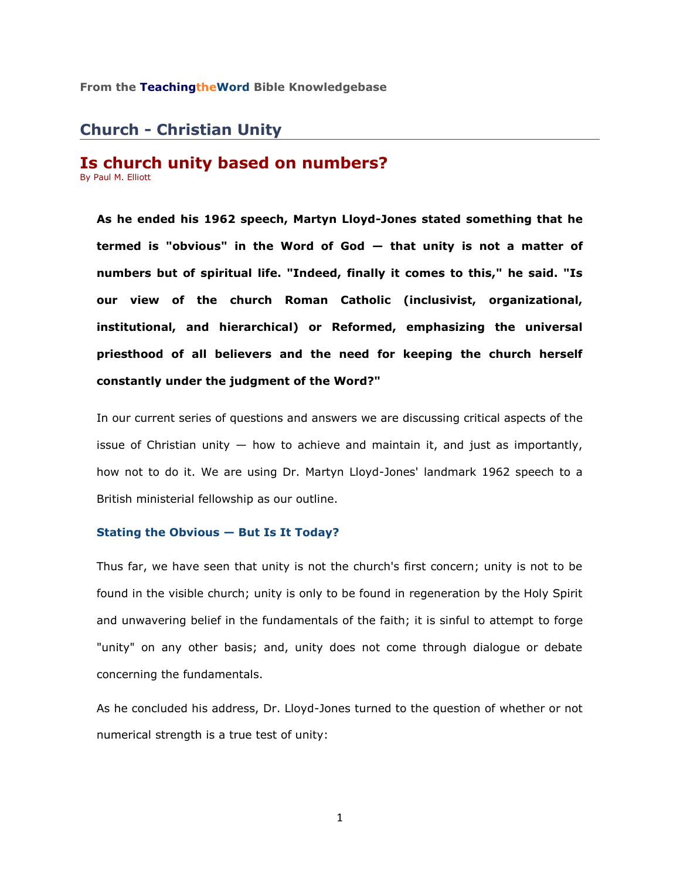From the **TeachingtheWord** Bible Knowledgebase

## Church - Christian Unity

# Is church unity based on numbers?

By Paul M. Elliott

**As he ended his 1962 speech, Martyn Lloyd-Jones stated something that he termed is "obvious" in the Word of God — that unity is not a matter of numbers but of spiritual life. "Indeed, finally it comes to this," he said. "Is our view of the church Roman Catholic (inclusivist, organizational, institutional, and hierarchical) or Reformed, emphasizing the universal priesthood of all believers and the need for keeping the church herself constantly under the judgment of the Word?"**

In our current series of questions and answers we are discussing critical aspects of the issue of Christian unity — how to achieve and maintain it, and just as importantly, how not to do it. We are using Dr. Martyn Lloyd-Jones' landmark 1962 speech to a British ministerial fellowship as our outline.

### Stating the Obvious — But Is It Today?

Thus far, we have seen that unity is not the church's first concern; unity is not to be found in the visible church; unity is only to be found in regeneration by the Holy Spirit and unwavering belief in the fundamentals of the faith; it is sinful to attempt to forge "unity" on any other basis; and, unity does not come through dialogue or debate concerning the fundamentals.

As he concluded his address, Dr. Lloyd-Jones turned to the question of whether or not numerical strength is a true test of unity: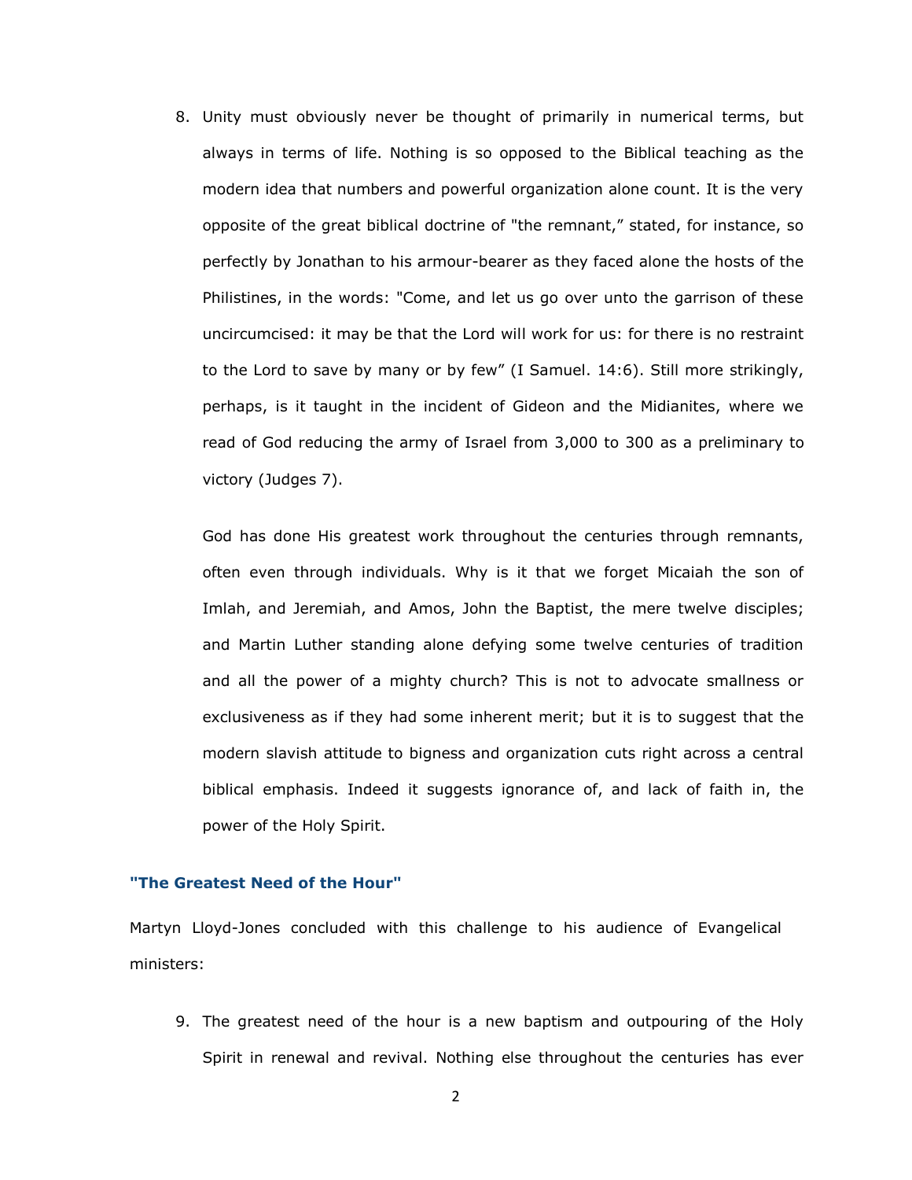8. Unity must obviously never be thought of primarily in numerical terms, but always in terms of life. Nothing is so opposed to the Biblical teaching as the modern idea that numbers and powerful organization alone count. It is the very opposite of the great biblical doctrine of "the remnant," stated, for instance, so perfectly by Jonathan to his armour-bearer as they faced alone the hosts of the Philistines, in the words: "Come, and let us go over unto the garrison of these uncircumcised: it may be that the Lord will work for us: for there is no restraint to the Lord to save by many or by few" (I Samuel. 14:6). Still more strikingly, perhaps, is it taught in the incident of Gideon and the Midianites, where we read of God reducing the army of Israel from 3,000 to 300 as a preliminary to victory (Judges 7).

   God has done His greatest work throughout the centuries through remnants, often even through individuals. Why is it that we forget Micaiah the son of Imlah, and Jeremiah, and Amos, John the Baptist, the mere twelve disciples; and Martin Luther standing alone defying some twelve centuries of tradition and all the power of a mighty church? This is not to advocate smallness or exclusiveness as if they had some inherent merit; but it is to suggest that the modern slavish attitude to bigness and organization cuts right across a central biblical emphasis. Indeed it suggests ignorance of, and lack of faith in, the power of the Holy Spirit.

### "The Greatest Need of the Hour"

Martyn Lloyd-Jones concluded with this challenge to his audience of Evangelical ministers:

9. The greatest need of the hour is a new baptism and outpouring of the Holy Spirit in renewal and revival. Nothing else throughout the centuries has ever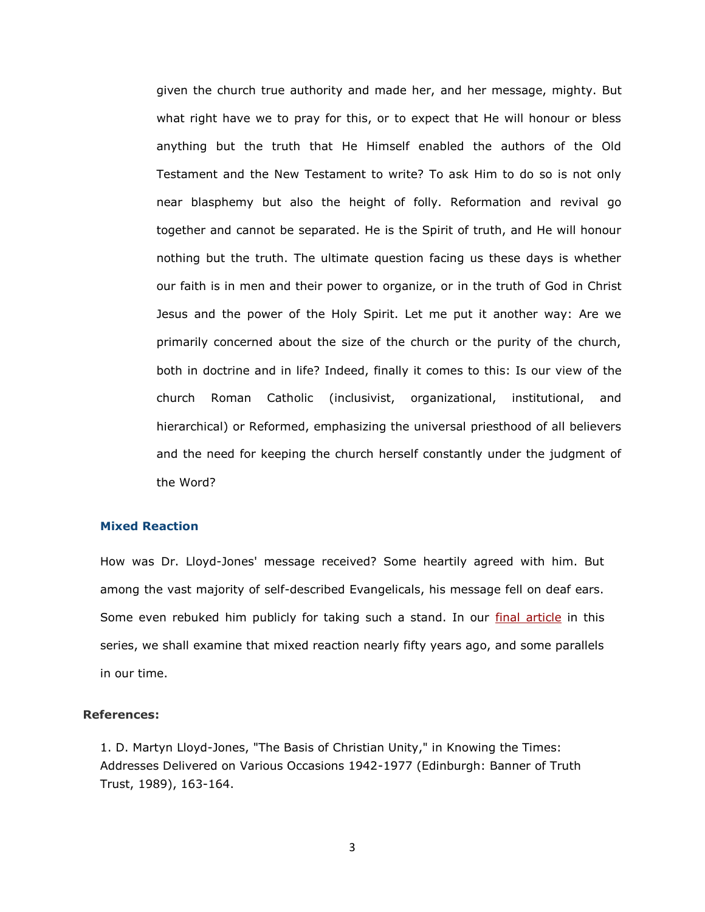given the church true authority and made her, and her message, mighty. But what right have we to pray for this, or to expect that He will honour or bless anything but the truth that He Himself enabled the authors of the Old Testament and the New Testament to write? To ask Him to do so is not only near blasphemy but also the height of folly. Reformation and revival go together and cannot be separated. He is the Spirit of truth, and He will honour nothing but the truth. The ultimate question facing us these days is whether our faith is in men and their power to organize, or in the truth of God in Christ Jesus and the power of the Holy Spirit. Let me put it another way: Are we primarily concerned about the size of the church or the purity of the church, both in doctrine and in life? Indeed, finally it comes to this: Is our view of the church Roman Catholic (inclusivist, organizational, institutional, and hierarchical) or Reformed, emphasizing the universal priesthood of all believers and the need for keeping the church herself constantly under the judgment of the Word?

### Mixed Reaction

How was Dr. Lloyd-Jones' message received? Some heartily agreed with him. But among the vast majority of self-described Evangelicals, his message fell on deaf ears. Some even rebuked him publicly for taking such a stand. In our final article in this series, we shall examine that mixed reaction nearly fifty years ago, and some parallels in our time.

#### References:

1. D. Martyn Lloyd-Jones, "The Basis of Christian Unity," in Knowing the Times: Addresses Delivered on Various Occasions 1942-1977 (Edinburgh: Banner of Truth Trust, 1989), 163-164.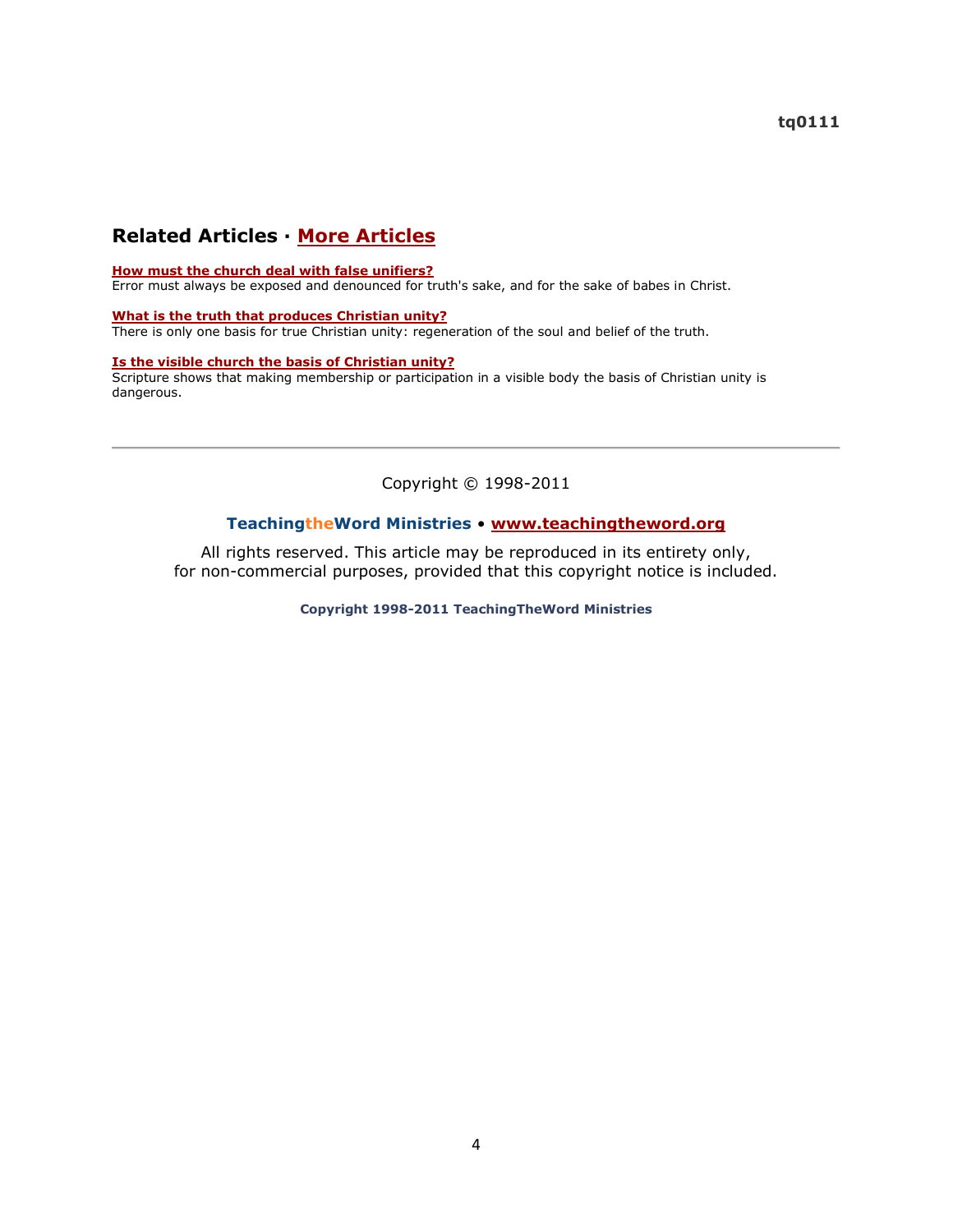**tq0111**

## Related Articles · More Articles

**How must the church deal with false unifiers?**
Error must always be exposed and denounced for truth's sake, and for the sake of babes in Christ.

**What is the truth that produces Christian unity?**
There is only one basis for true Christian unity: regeneration of the soul and belief of the truth.

**Is the visible church the basis of Christian unity?**
Scripture shows that making membership or participation in a visible body the basis of Christian unity is dangerous.

---

Copyright © 1998-2011

**TeachingtheWord Ministries** • **www.teachingtheword.org**

All rights reserved. This article may be reproduced in its entirety only, for non-commercial purposes, provided that this copyright notice is included.

**Copyright 1998-2011 TeachingTheWord Ministries**